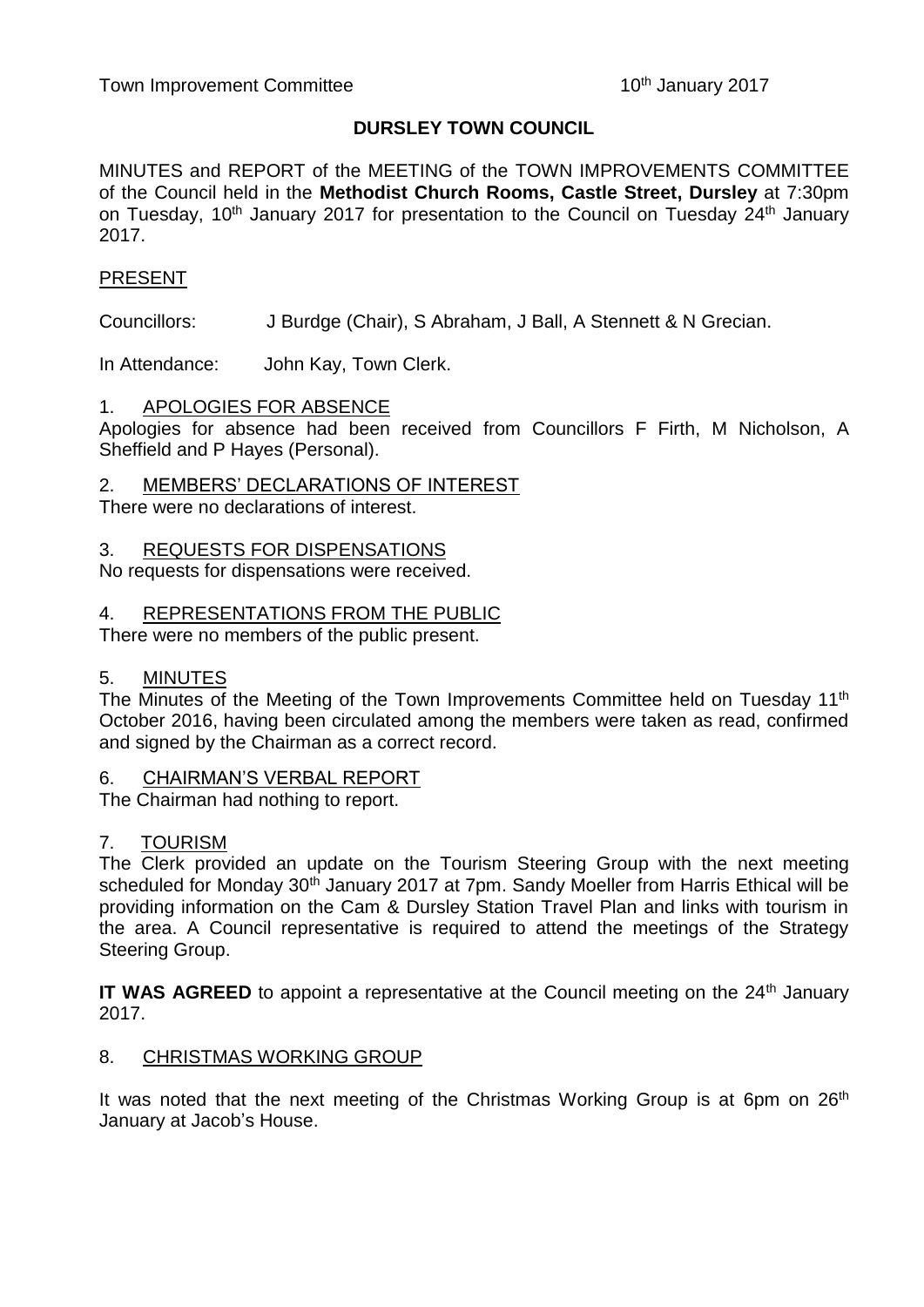# DURSLEY TOWN COUNCIL

MINUTES and REPORT of the MEETING of the TOWN IMPROVEMENTS COMMITTEE of the Council held in the **Methodist Church Rooms, Castle Street, Dursley** at 7:30pm on Tuesday, 10th January 2017 for presentation to the Council on Tuesday 24th January 2017.

## PRESENT

Councillors: J Burdge (Chair), S Abraham, J Ball, A Stennett & N Grecian.

In Attendance: John Kay, Town Clerk.

## 1. APOLOGIES FOR ABSENCE

Apologies for absence had been received from Councillors F Firth, M Nicholson, A Sheffield and P Hayes (Personal).

## 2. MEMBERS' DECLARATIONS OF INTEREST

There were no declarations of interest.

## 3. REQUESTS FOR DISPENSATIONS

No requests for dispensations were received.

## 4. REPRESENTATIONS FROM THE PUBLIC

There were no members of the public present.

## 5. MINUTES

The Minutes of the Meeting of the Town Improvements Committee held on Tuesday 11th October 2016, having been circulated among the members were taken as read, confirmed and signed by the Chairman as a correct record.

## 6. CHAIRMAN'S VERBAL REPORT

The Chairman had nothing to report.

## 7. TOURISM

The Clerk provided an update on the Tourism Steering Group with the next meeting scheduled for Monday 30th January 2017 at 7pm. Sandy Moeller from Harris Ethical will be providing information on the Cam & Dursley Station Travel Plan and links with tourism in the area. A Council representative is required to attend the meetings of the Strategy Steering Group.

**IT WAS AGREED** to appoint a representative at the Council meeting on the 24th January 2017.

## 8. CHRISTMAS WORKING GROUP

It was noted that the next meeting of the Christmas Working Group is at 6pm on 26th January at Jacob's House.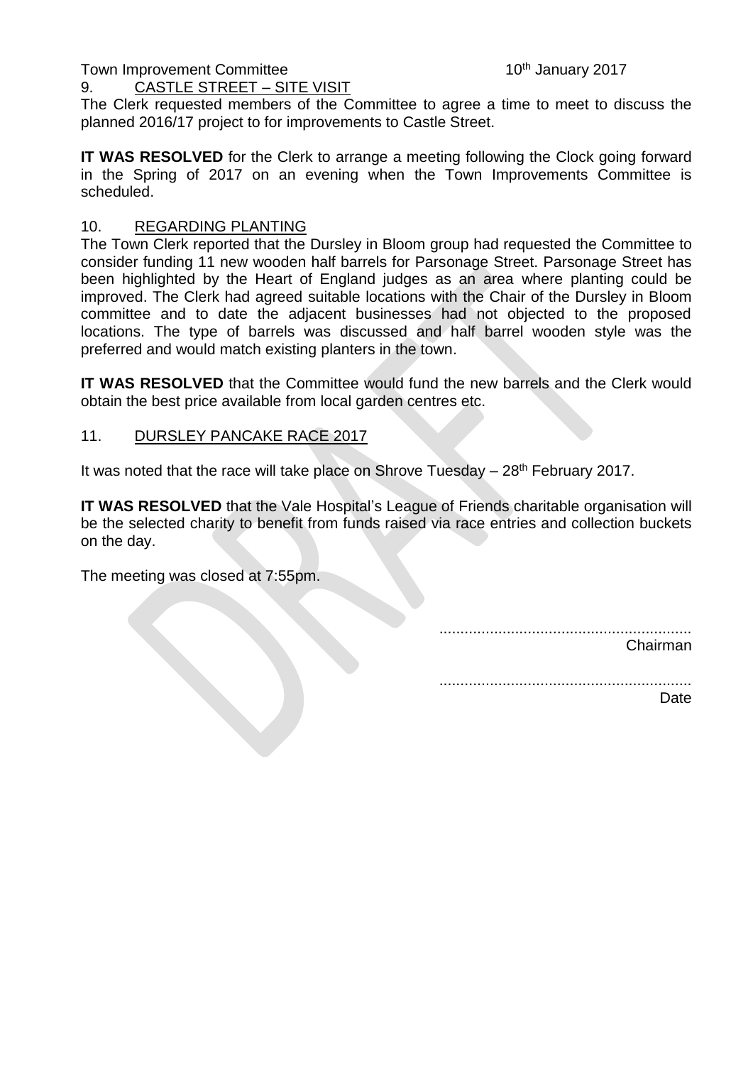## 9. CASTLE STREET – SITE VISIT

The Clerk requested members of the Committee to agree a time to meet to discuss the planned 2016/17 project to for improvements to Castle Street.

**IT WAS RESOLVED** for the Clerk to arrange a meeting following the Clock going forward in the Spring of 2017 on an evening when the Town Improvements Committee is scheduled.

## 10. REGARDING PLANTING

The Town Clerk reported that the Dursley in Bloom group had requested the Committee to consider funding 11 new wooden half barrels for Parsonage Street. Parsonage Street has been highlighted by the Heart of England judges as an area where planting could be improved. The Clerk had agreed suitable locations with the Chair of the Dursley in Bloom committee and to date the adjacent businesses had not objected to the proposed locations. The type of barrels was discussed and half barrel wooden style was the preferred and would match existing planters in the town.

**IT WAS RESOLVED** that the Committee would fund the new barrels and the Clerk would obtain the best price available from local garden centres etc.

## 11. DURSLEY PANCAKE RACE 2017

It was noted that the race will take place on Shrove Tuesday – 28th February 2017.

**IT WAS RESOLVED** that the Vale Hospital's League of Friends charitable organisation will be the selected charity to benefit from funds raised via race entries and collection buckets on the day.

The meeting was closed at 7:55pm.

...........................................................
Chairman

...........................................................
Date